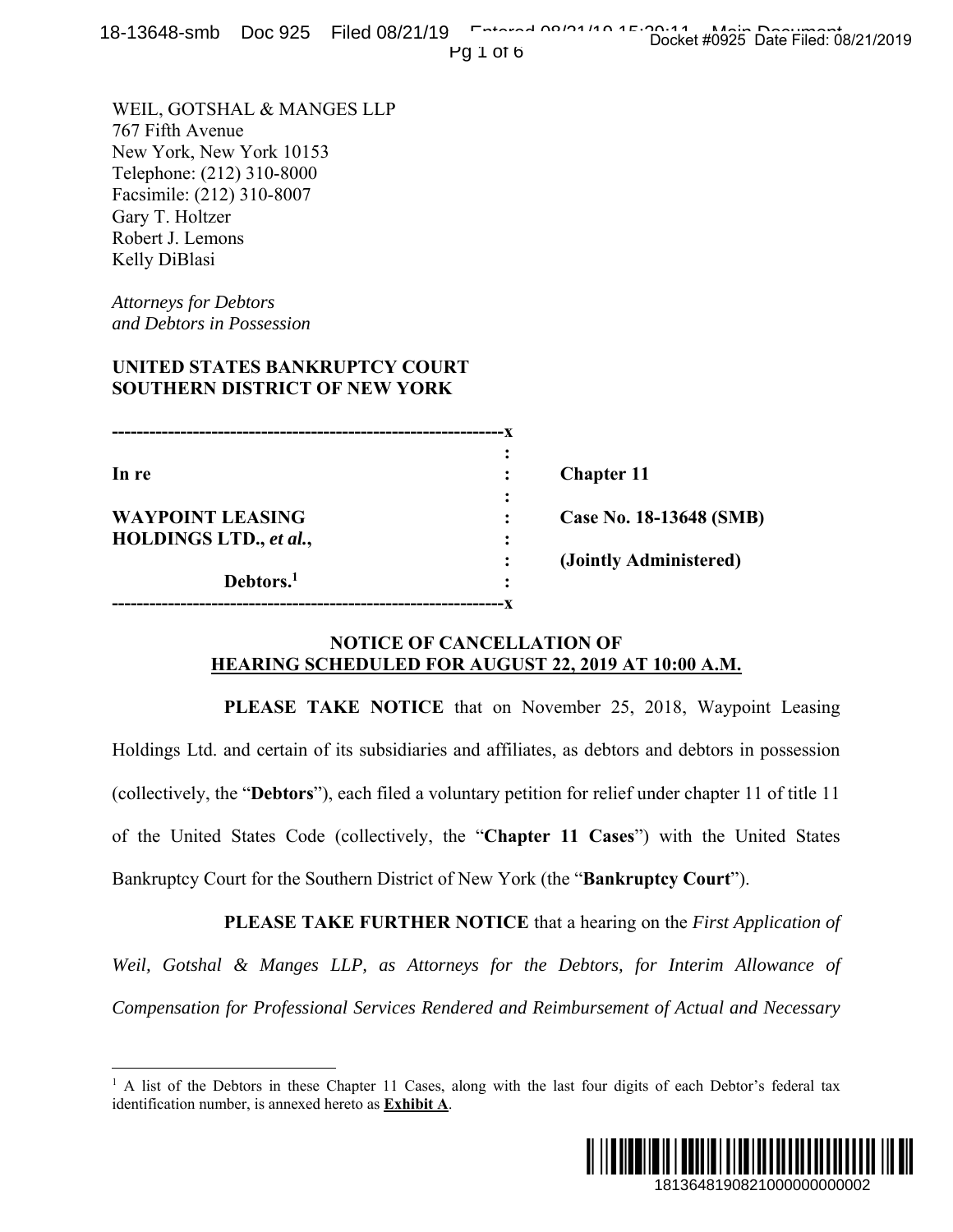WEIL, GOTSHAL & MANGES LLP
767 Fifth Avenue
New York, New York 10153
Telephone: (212) 310-8000
Facsimile: (212) 310-8007
Gary T. Holtzer
Robert J. Lemons
Kelly DiBlasi

*Attorneys for Debtors*
*and Debtors in Possession*

**UNITED STATES BANKRUPTCY COURT**
**SOUTHERN DISTRICT OF NEW YORK**

| | | |
|---|---|---|
| **In re** | : | **Chapter 11** |
| **WAYPOINT LEASING HOLDINGS LTD., *et al.*,** | : | **Case No. 18-13648 (SMB)** |
| | : | **(Jointly Administered)** |
| **Debtors.**[1] | : | |

## NOTICE OF CANCELLATION OF HEARING SCHEDULED FOR AUGUST 22, 2019 AT 10:00 A.M.

**PLEASE TAKE NOTICE** that on November 25, 2018, Waypoint Leasing Holdings Ltd. and certain of its subsidiaries and affiliates, as debtors and debtors in possession (collectively, the "**Debtors**"), each filed a voluntary petition for relief under chapter 11 of title 11 of the United States Code (collectively, the "**Chapter 11 Cases**") with the United States Bankruptcy Court for the Southern District of New York (the "**Bankruptcy Court**").

**PLEASE TAKE FURTHER NOTICE** that a hearing on the *First Application of Weil, Gotshal & Manges LLP, as Attorneys for the Debtors, for Interim Allowance of Compensation for Professional Services Rendered and Reimbursement of Actual and Necessary*

---

[1] A list of the Debtors in these Chapter 11 Cases, along with the last four digits of each Debtor's federal tax identification number, is annexed hereto as **Exhibit A**.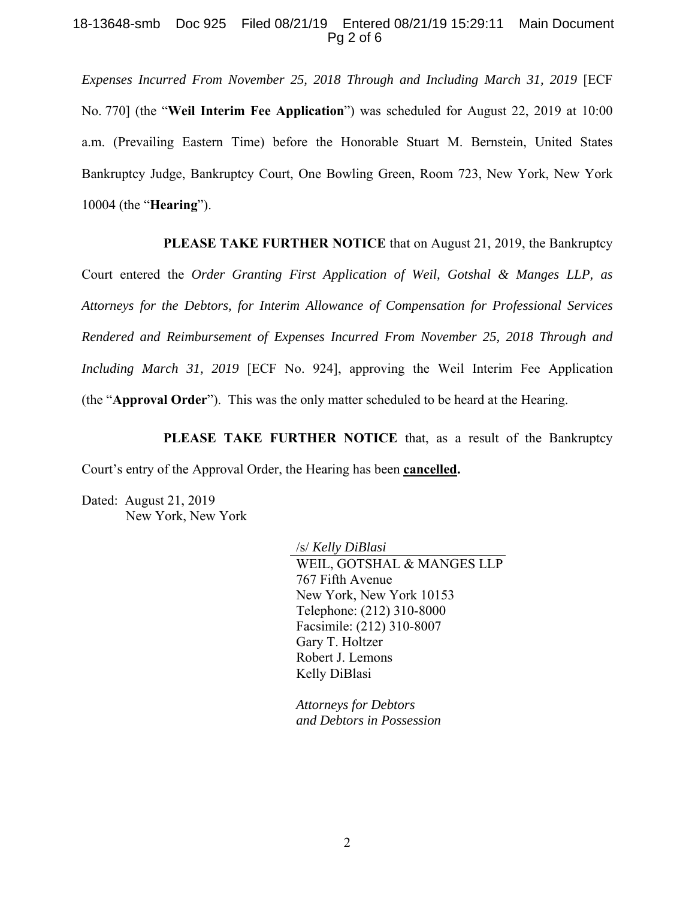*Expenses Incurred From November 25, 2018 Through and Including March 31, 2019* [ECF No. 770] (the "**Weil Interim Fee Application**") was scheduled for August 22, 2019 at 10:00 a.m. (Prevailing Eastern Time) before the Honorable Stuart M. Bernstein, United States Bankruptcy Judge, Bankruptcy Court, One Bowling Green, Room 723, New York, New York 10004 (the "**Hearing**").

**PLEASE TAKE FURTHER NOTICE** that on August 21, 2019, the Bankruptcy Court entered the *Order Granting First Application of Weil, Gotshal & Manges LLP, as Attorneys for the Debtors, for Interim Allowance of Compensation for Professional Services Rendered and Reimbursement of Expenses Incurred From November 25, 2018 Through and Including March 31, 2019* [ECF No. 924], approving the Weil Interim Fee Application (the "**Approval Order**"). This was the only matter scheduled to be heard at the Hearing.

**PLEASE TAKE FURTHER NOTICE** that, as a result of the Bankruptcy Court's entry of the Approval Order, the Hearing has been **cancelled.**

Dated: August 21, 2019
New York, New York

/s/ *Kelly DiBlasi*
WEIL, GOTSHAL & MANGES LLP
767 Fifth Avenue
New York, New York 10153
Telephone: (212) 310-8000
Facsimile: (212) 310-8007
Gary T. Holtzer
Robert J. Lemons
Kelly DiBlasi

*Attorneys for Debtors and Debtors in Possession*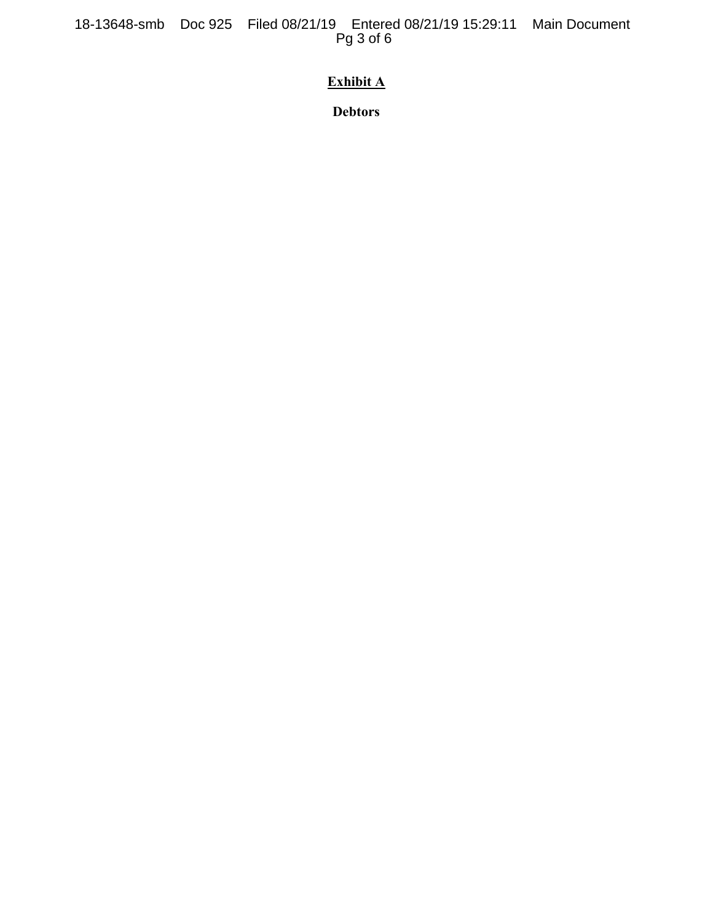**Exhibit A**

**Debtors**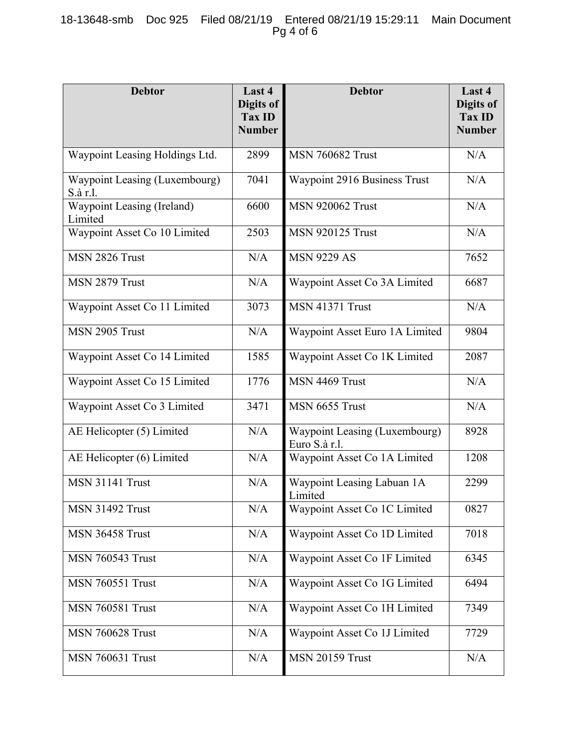| Debtor | Last 4 Digits of Tax ID Number | Debtor | Last 4 Digits of Tax ID Number |
|---|---|---|---|
| Waypoint Leasing Holdings Ltd. | 2899 | MSN 760682 Trust | N/A |
| Waypoint Leasing (Luxembourg) S.à r.l. | 7041 | Waypoint 2916 Business Trust | N/A |
| Waypoint Leasing (Ireland) Limited | 6600 | MSN 920062 Trust | N/A |
| Waypoint Asset Co 10 Limited | 2503 | MSN 920125 Trust | N/A |
| MSN 2826 Trust | N/A | MSN 9229 AS | 7652 |
| MSN 2879 Trust | N/A | Waypoint Asset Co 3A Limited | 6687 |
| Waypoint Asset Co 11 Limited | 3073 | MSN 41371 Trust | N/A |
| MSN 2905 Trust | N/A | Waypoint Asset Euro 1A Limited | 9804 |
| Waypoint Asset Co 14 Limited | 1585 | Waypoint Asset Co 1K Limited | 2087 |
| Waypoint Asset Co 15 Limited | 1776 | MSN 4469 Trust | N/A |
| Waypoint Asset Co 3 Limited | 3471 | MSN 6655 Trust | N/A |
| AE Helicopter (5) Limited | N/A | Waypoint Leasing (Luxembourg) Euro S.à r.l. | 8928 |
| AE Helicopter (6) Limited | N/A | Waypoint Asset Co 1A Limited | 1208 |
| MSN 31141 Trust | N/A | Waypoint Leasing Labuan 1A Limited | 2299 |
| MSN 31492 Trust | N/A | Waypoint Asset Co 1C Limited | 0827 |
| MSN 36458 Trust | N/A | Waypoint Asset Co 1D Limited | 7018 |
| MSN 760543 Trust | N/A | Waypoint Asset Co 1F Limited | 6345 |
| MSN 760551 Trust | N/A | Waypoint Asset Co 1G Limited | 6494 |
| MSN 760581 Trust | N/A | Waypoint Asset Co 1H Limited | 7349 |
| MSN 760628 Trust | N/A | Waypoint Asset Co 1J Limited | 7729 |
| MSN 760631 Trust | N/A | MSN 20159 Trust | N/A |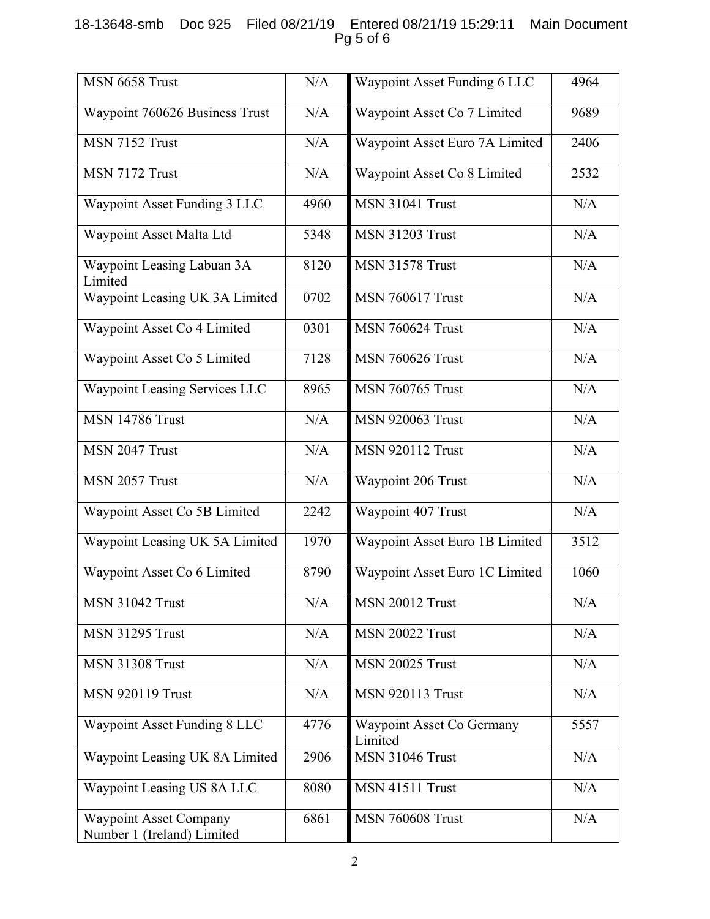| MSN 6658 Trust | N/A | Waypoint Asset Funding 6 LLC | 4964 |
|---|---|---|---|
| Waypoint 760626 Business Trust | N/A | Waypoint Asset Co 7 Limited | 9689 |
| MSN 7152 Trust | N/A | Waypoint Asset Euro 7A Limited | 2406 |
| MSN 7172 Trust | N/A | Waypoint Asset Co 8 Limited | 2532 |
| Waypoint Asset Funding 3 LLC | 4960 | MSN 31041 Trust | N/A |
| Waypoint Asset Malta Ltd | 5348 | MSN 31203 Trust | N/A |
| Waypoint Leasing Labuan 3A Limited | 8120 | MSN 31578 Trust | N/A |
| Waypoint Leasing UK 3A Limited | 0702 | MSN 760617 Trust | N/A |
| Waypoint Asset Co 4 Limited | 0301 | MSN 760624 Trust | N/A |
| Waypoint Asset Co 5 Limited | 7128 | MSN 760626 Trust | N/A |
| Waypoint Leasing Services LLC | 8965 | MSN 760765 Trust | N/A |
| MSN 14786 Trust | N/A | MSN 920063 Trust | N/A |
| MSN 2047 Trust | N/A | MSN 920112 Trust | N/A |
| MSN 2057 Trust | N/A | Waypoint 206 Trust | N/A |
| Waypoint Asset Co 5B Limited | 2242 | Waypoint 407 Trust | N/A |
| Waypoint Leasing UK 5A Limited | 1970 | Waypoint Asset Euro 1B Limited | 3512 |
| Waypoint Asset Co 6 Limited | 8790 | Waypoint Asset Euro 1C Limited | 1060 |
| MSN 31042 Trust | N/A | MSN 20012 Trust | N/A |
| MSN 31295 Trust | N/A | MSN 20022 Trust | N/A |
| MSN 31308 Trust | N/A | MSN 20025 Trust | N/A |
| MSN 920119 Trust | N/A | MSN 920113 Trust | N/A |
| Waypoint Asset Funding 8 LLC | 4776 | Waypoint Asset Co Germany Limited | 5557 |
| Waypoint Leasing UK 8A Limited | 2906 | MSN 31046 Trust | N/A |
| Waypoint Leasing US 8A LLC | 8080 | MSN 41511 Trust | N/A |
| Waypoint Asset Company Number 1 (Ireland) Limited | 6861 | MSN 760608 Trust | N/A |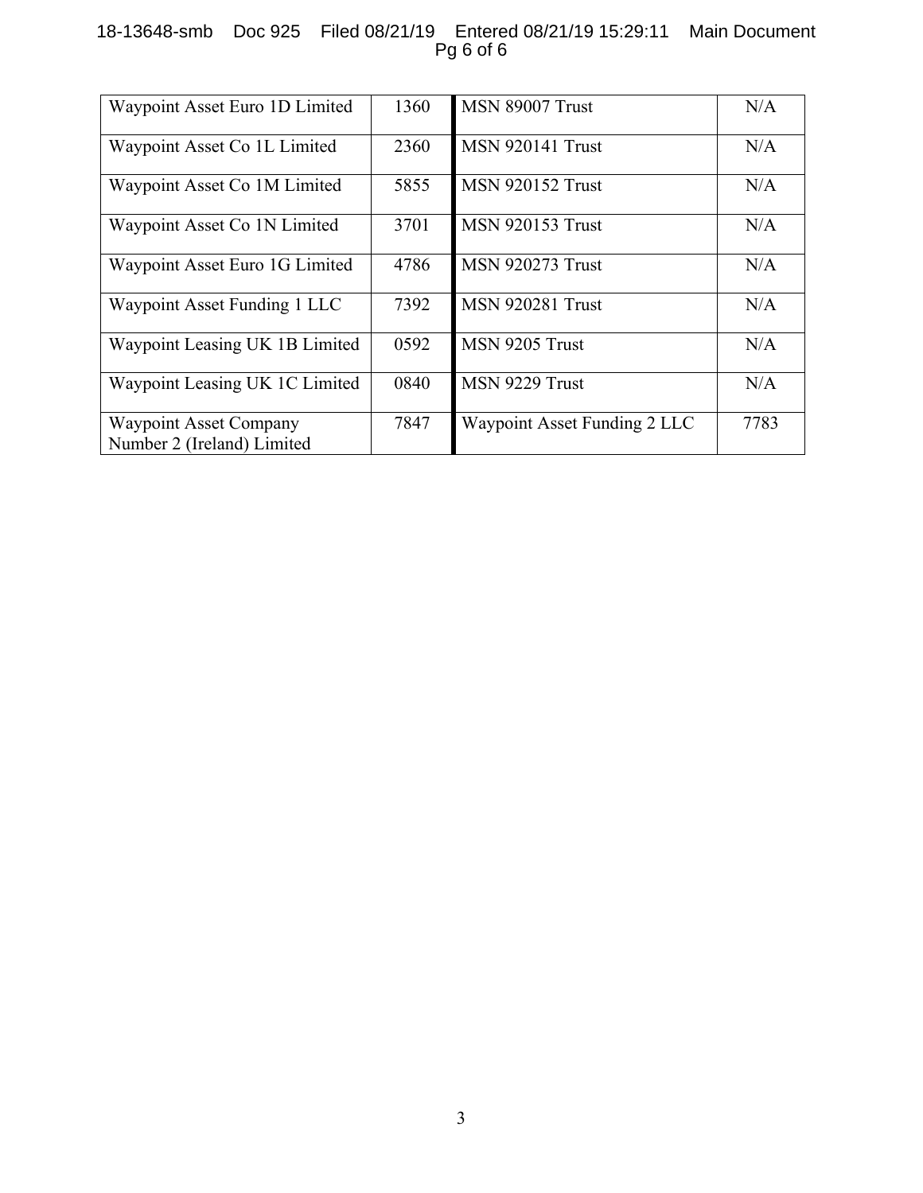| | | | |
|---|---|---|---|
| Waypoint Asset Euro 1D Limited | 1360 | MSN 89007 Trust | N/A |
| Waypoint Asset Co 1L Limited | 2360 | MSN 920141 Trust | N/A |
| Waypoint Asset Co 1M Limited | 5855 | MSN 920152 Trust | N/A |
| Waypoint Asset Co 1N Limited | 3701 | MSN 920153 Trust | N/A |
| Waypoint Asset Euro 1G Limited | 4786 | MSN 920273 Trust | N/A |
| Waypoint Asset Funding 1 LLC | 7392 | MSN 920281 Trust | N/A |
| Waypoint Leasing UK 1B Limited | 0592 | MSN 9205 Trust | N/A |
| Waypoint Leasing UK 1C Limited | 0840 | MSN 9229 Trust | N/A |
| Waypoint Asset Company Number 2 (Ireland) Limited | 7847 | Waypoint Asset Funding 2 LLC | 7783 |